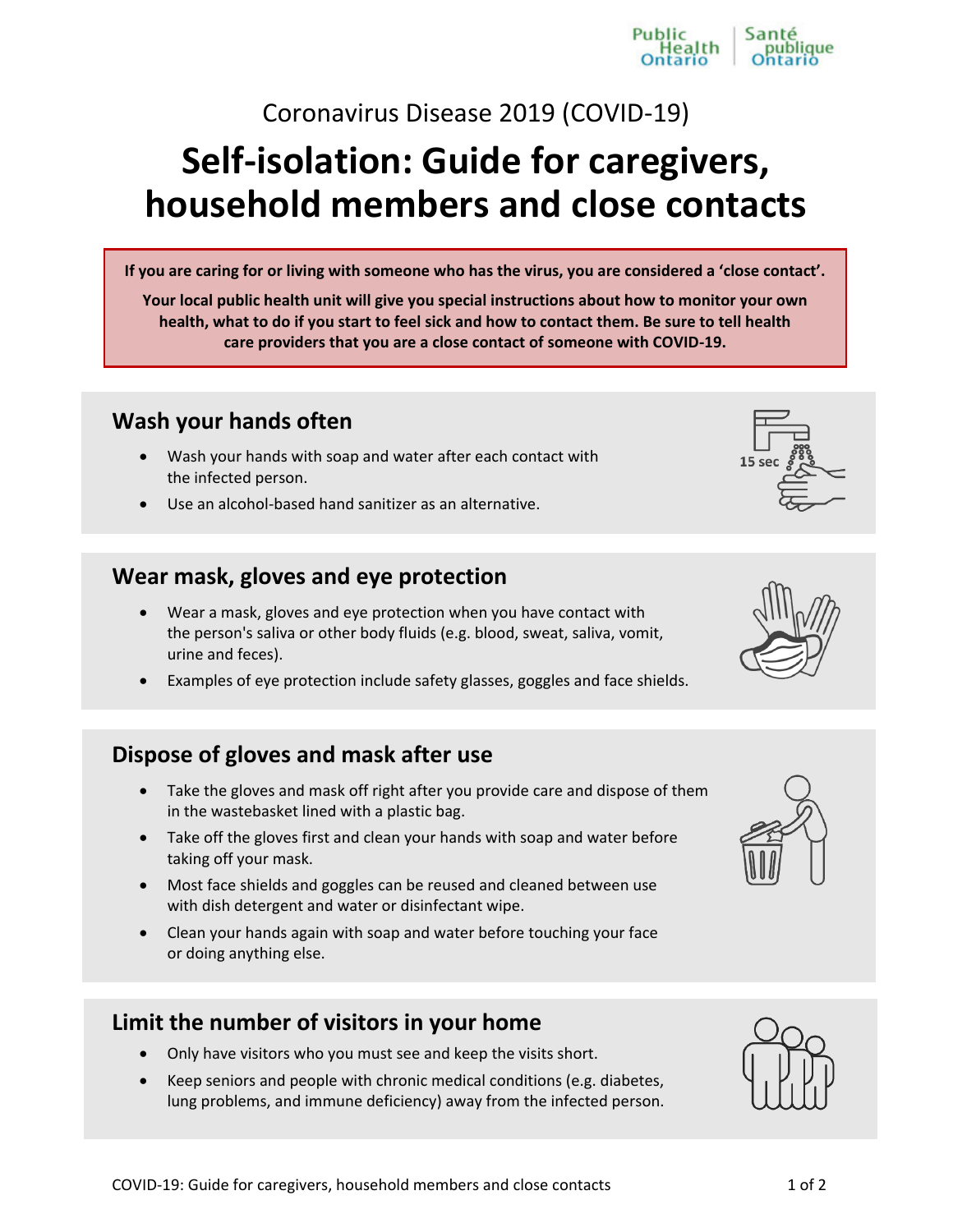Coronavirus Disease 2019 (COVID-19)

# Self-isolation: Guide for caregivers, household members and close contacts

**If you are caring for or living with someone who has the virus, you are considered a 'close contact'.**

**Your local public health unit will give you special instructions about how to monitor your own health, what to do if you start to feel sick and how to contact them. Be sure to tell health care providers that you are a close contact of someone with COVID-19.**

## Wash your hands often

- Wash your hands with soap and water after each contact with the infected person.
- Use an alcohol-based hand sanitizer as an alternative.

## Wear mask, gloves and eye protection

- Wear a mask, gloves and eye protection when you have contact with the person's saliva or other body fluids (e.g. blood, sweat, saliva, vomit, urine and feces).
- Examples of eye protection include safety glasses, goggles and face shields.

## Dispose of gloves and mask after use

- Take the gloves and mask off right after you provide care and dispose of them in the wastebasket lined with a plastic bag.
- Take off the gloves first and clean your hands with soap and water before taking off your mask.
- Most face shields and goggles can be reused and cleaned between use with dish detergent and water or disinfectant wipe.
- Clean your hands again with soap and water before touching your face or doing anything else.

## Limit the number of visitors in your home

- Only have visitors who you must see and keep the visits short.
- Keep seniors and people with chronic medical conditions (e.g. diabetes, lung problems, and immune deficiency) away from the infected person.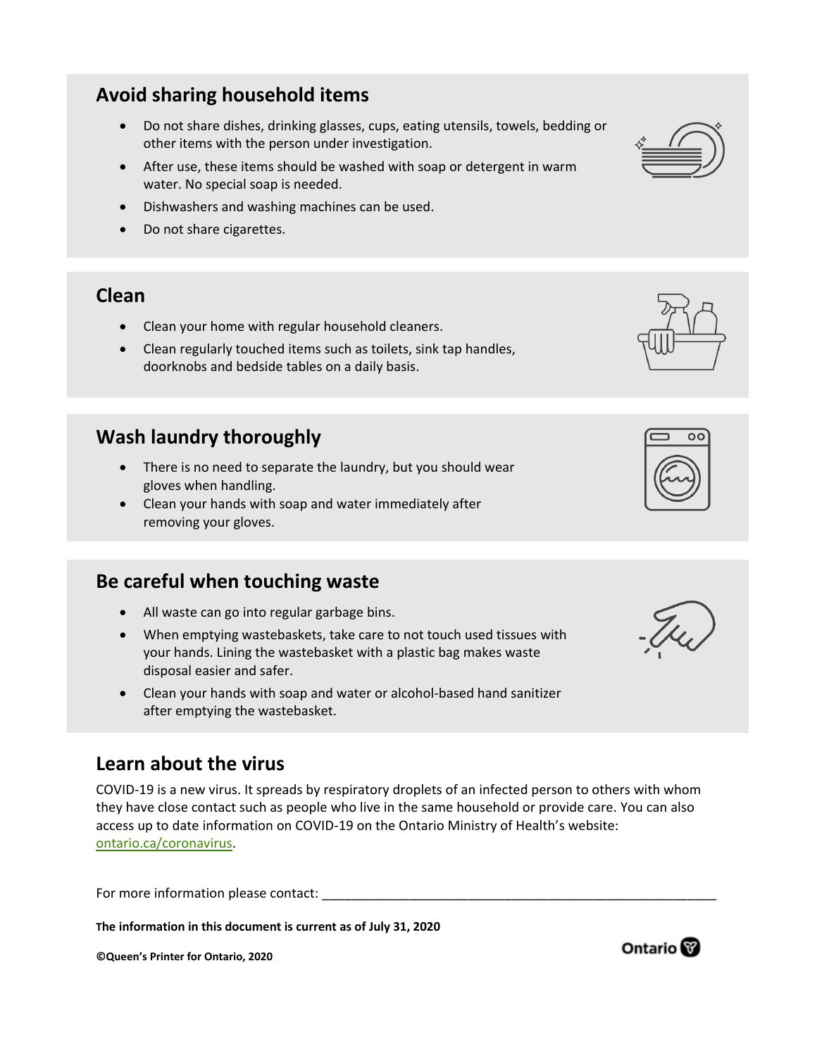## Avoid sharing household items

- Do not share dishes, drinking glasses, cups, eating utensils, towels, bedding or other items with the person under investigation.
- After use, these items should be washed with soap or detergent in warm water. No special soap is needed.
- Dishwashers and washing machines can be used.
- Do not share cigarettes.

## Clean

- Clean your home with regular household cleaners.
- Clean regularly touched items such as toilets, sink tap handles, doorknobs and bedside tables on a daily basis.

## Wash laundry thoroughly

- There is no need to separate the laundry, but you should wear gloves when handling.
- Clean your hands with soap and water immediately after removing your gloves.

## Be careful when touching waste

- All waste can go into regular garbage bins.
- When emptying wastebaskets, take care to not touch used tissues with your hands. Lining the wastebasket with a plastic bag makes waste disposal easier and safer.
- Clean your hands with soap and water or alcohol-based hand sanitizer after emptying the wastebasket.

## Learn about the virus

COVID-19 is a new virus. It spreads by respiratory droplets of an infected person to others with whom they have close contact such as people who live in the same household or provide care. You can also access up to date information on COVID-19 on the Ontario Ministry of Health's website: ontario.ca/coronavirus.

For more information please contact: ______________________________________________________

**The information in this document is current as of July 31, 2020**

**©Queen's Printer for Ontario, 2020**

Ontario